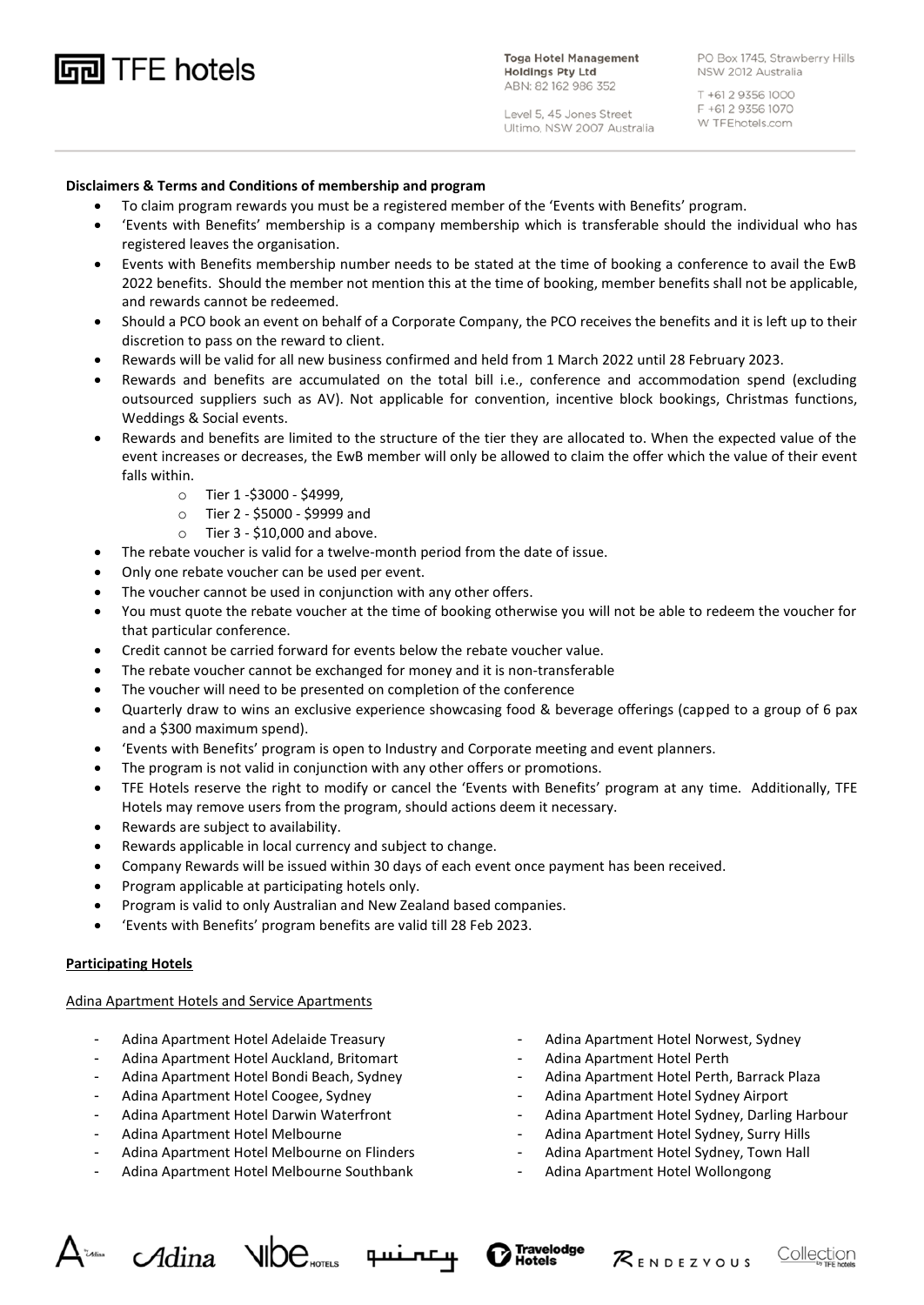**Disclaimers & Terms and Conditions of membership and program**

- To claim program rewards you must be a registered member of the 'Events with Benefits' program.
- 'Events with Benefits' membership is a company membership which is transferable should the individual who has registered leaves the organisation.
- Events with Benefits membership number needs to be stated at the time of booking a conference to avail the EwB 2022 benefits. Should the member not mention this at the time of booking, member benefits shall not be applicable, and rewards cannot be redeemed.
- Should a PCO book an event on behalf of a Corporate Company, the PCO receives the benefits and it is left up to their discretion to pass on the reward to client.
- Rewards will be valid for all new business confirmed and held from 1 March 2022 until 28 February 2023.
- Rewards and benefits are accumulated on the total bill i.e., conference and accommodation spend (excluding outsourced suppliers such as AV). Not applicable for convention, incentive block bookings, Christmas functions, Weddings & Social events.
- Rewards and benefits are limited to the structure of the tier they are allocated to. When the expected value of the event increases or decreases, the EwB member will only be allowed to claim the offer which the value of their event falls within.
  - Tier 1 -$3000 - $4999,
  - Tier 2 - $5000 - $9999 and
  - Tier 3 - $10,000 and above.
- The rebate voucher is valid for a twelve-month period from the date of issue.
- Only one rebate voucher can be used per event.
- The voucher cannot be used in conjunction with any other offers.
- You must quote the rebate voucher at the time of booking otherwise you will not be able to redeem the voucher for that particular conference.
- Credit cannot be carried forward for events below the rebate voucher value.
- The rebate voucher cannot be exchanged for money and it is non-transferable
- The voucher will need to be presented on completion of the conference
- Quarterly draw to wins an exclusive experience showcasing food & beverage offerings (capped to a group of 6 pax and a $300 maximum spend).
- 'Events with Benefits' program is open to Industry and Corporate meeting and event planners.
- The program is not valid in conjunction with any other offers or promotions.
- TFE Hotels reserve the right to modify or cancel the 'Events with Benefits' program at any time. Additionally, TFE Hotels may remove users from the program, should actions deem it necessary.
- Rewards are subject to availability.
- Rewards applicable in local currency and subject to change.
- Company Rewards will be issued within 30 days of each event once payment has been received.
- Program applicable at participating hotels only.
- Program is valid to only Australian and New Zealand based companies.
- 'Events with Benefits' program benefits are valid till 28 Feb 2023.

**Participating Hotels**

Adina Apartment Hotels and Service Apartments

- Adina Apartment Hotel Adelaide Treasury
- Adina Apartment Hotel Auckland, Britomart
- Adina Apartment Hotel Bondi Beach, Sydney
- Adina Apartment Hotel Coogee, Sydney
- Adina Apartment Hotel Darwin Waterfront
- Adina Apartment Hotel Melbourne
- Adina Apartment Hotel Melbourne on Flinders
- Adina Apartment Hotel Melbourne Southbank
- Adina Apartment Hotel Norwest, Sydney
- Adina Apartment Hotel Perth
- Adina Apartment Hotel Perth, Barrack Plaza
- Adina Apartment Hotel Sydney Airport
- Adina Apartment Hotel Sydney, Darling Harbour
- Adina Apartment Hotel Sydney, Surry Hills
- Adina Apartment Hotel Sydney, Town Hall
- Adina Apartment Hotel Wollongong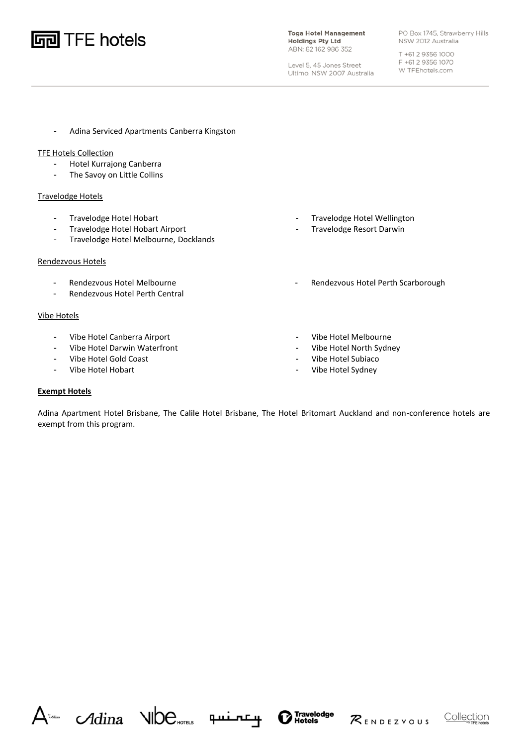- Adina Serviced Apartments Canberra Kingston

TFE Hotels Collection

- Hotel Kurrajong Canberra
- The Savoy on Little Collins

Travelodge Hotels

- Travelodge Hotel Hobart
- Travelodge Hotel Hobart Airport
- Travelodge Hotel Melbourne, Docklands
- Travelodge Hotel Wellington
- Travelodge Resort Darwin

Rendezvous Hotels

- Rendezvous Hotel Melbourne
- Rendezvous Hotel Perth Central
- Rendezvous Hotel Perth Scarborough

Vibe Hotels

- Vibe Hotel Canberra Airport
- Vibe Hotel Darwin Waterfront
- Vibe Hotel Gold Coast
- Vibe Hotel Hobart
- Vibe Hotel Melbourne
- Vibe Hotel North Sydney
- Vibe Hotel Subiaco
- Vibe Hotel Sydney

**Exempt Hotels**

Adina Apartment Hotel Brisbane, The Calile Hotel Brisbane, The Hotel Britomart Auckland and non-conference hotels are exempt from this program.